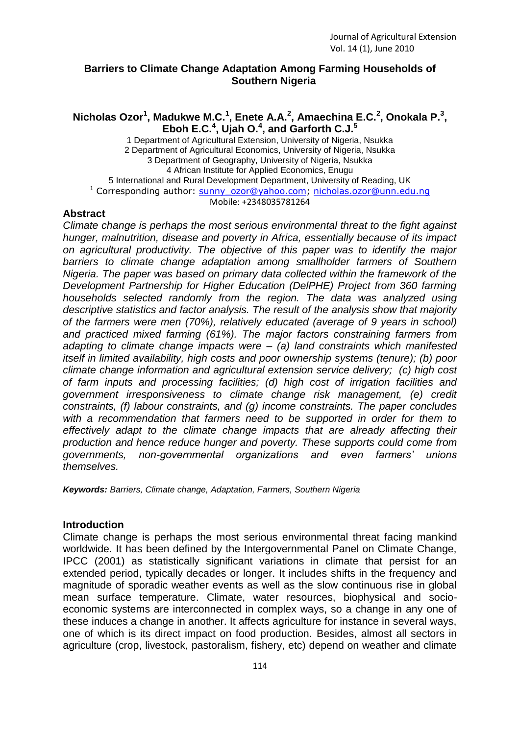# Barriers to Climate Change Adaptation Among Farming Households of Southern Nigeria

**Nicholas Ozor[1], Madukwe M.C.[1], Enete A.A.[2], Amaechina E.C.[2], Onokala P.[3], Eboh E.C.[4], Ujah O.[4], and Garforth C.J.[5]**

1 Department of Agricultural Extension, University of Nigeria, Nsukka
2 Department of Agricultural Economics, University of Nigeria, Nsukka
3 Department of Geography, University of Nigeria, Nsukka
4 African Institute for Applied Economics, Enugu
5 International and Rural Development Department, University of Reading, UK
[1] Corresponding author: sunny_ozor@yahoo.com; nicholas.ozor@unn.edu.ng
Mobile: +2348035781264

## Abstract

*Climate change is perhaps the most serious environmental threat to the fight against hunger, malnutrition, disease and poverty in Africa, essentially because of its impact on agricultural productivity. The objective of this paper was to identify the major barriers to climate change adaptation among smallholder farmers of Southern Nigeria. The paper was based on primary data collected within the framework of the Development Partnership for Higher Education (DelPHE) Project from 360 farming households selected randomly from the region. The data was analyzed using descriptive statistics and factor analysis. The result of the analysis show that majority of the farmers were men (70%), relatively educated (average of 9 years in school) and practiced mixed farming (61%). The major factors constraining farmers from adapting to climate change impacts were – (a) land constraints which manifested itself in limited availability, high costs and poor ownership systems (tenure); (b) poor climate change information and agricultural extension service delivery; (c) high cost of farm inputs and processing facilities; (d) high cost of irrigation facilities and government irresponsiveness to climate change risk management, (e) credit constraints, (f) labour constraints, and (g) income constraints. The paper concludes with a recommendation that farmers need to be supported in order for them to effectively adapt to the climate change impacts that are already affecting their production and hence reduce hunger and poverty. These supports could come from governments, non-governmental organizations and even farmers' unions themselves.*

***Keywords:*** *Barriers, Climate change, Adaptation, Farmers, Southern Nigeria*

## Introduction

Climate change is perhaps the most serious environmental threat facing mankind worldwide. It has been defined by the Intergovernmental Panel on Climate Change, IPCC (2001) as statistically significant variations in climate that persist for an extended period, typically decades or longer. It includes shifts in the frequency and magnitude of sporadic weather events as well as the slow continuous rise in global mean surface temperature. Climate, water resources, biophysical and socio-economic systems are interconnected in complex ways, so a change in any one of these induces a change in another. It affects agriculture for instance in several ways, one of which is its direct impact on food production. Besides, almost all sectors in agriculture (crop, livestock, pastoralism, fishery, etc) depend on weather and climate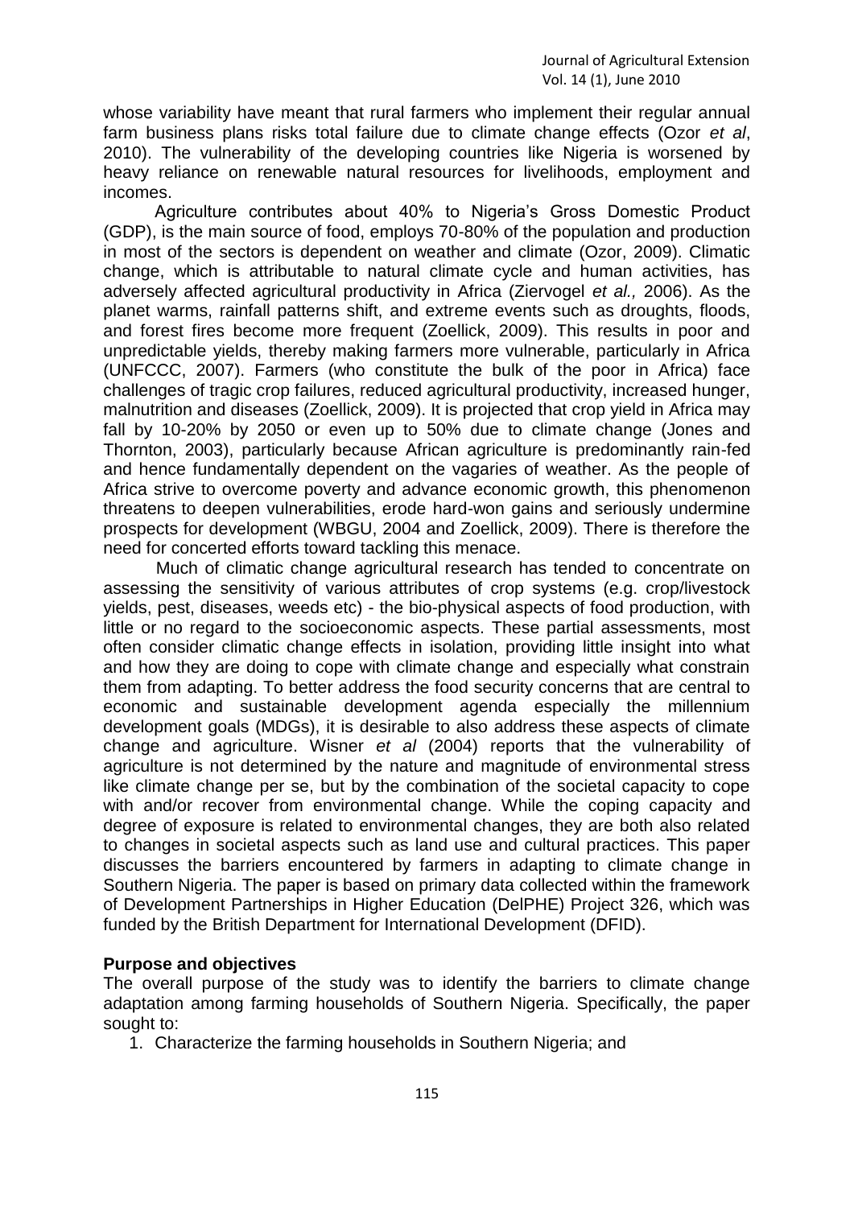whose variability have meant that rural farmers who implement their regular annual farm business plans risks total failure due to climate change effects (Ozor *et al*, 2010). The vulnerability of the developing countries like Nigeria is worsened by heavy reliance on renewable natural resources for livelihoods, employment and incomes.

Agriculture contributes about 40% to Nigeria's Gross Domestic Product (GDP), is the main source of food, employs 70-80% of the population and production in most of the sectors is dependent on weather and climate (Ozor, 2009). Climatic change, which is attributable to natural climate cycle and human activities, has adversely affected agricultural productivity in Africa (Ziervogel *et al.,* 2006). As the planet warms, rainfall patterns shift, and extreme events such as droughts, floods, and forest fires become more frequent (Zoellick, 2009). This results in poor and unpredictable yields, thereby making farmers more vulnerable, particularly in Africa (UNFCCC, 2007). Farmers (who constitute the bulk of the poor in Africa) face challenges of tragic crop failures, reduced agricultural productivity, increased hunger, malnutrition and diseases (Zoellick, 2009). It is projected that crop yield in Africa may fall by 10-20% by 2050 or even up to 50% due to climate change (Jones and Thornton, 2003), particularly because African agriculture is predominantly rain-fed and hence fundamentally dependent on the vagaries of weather. As the people of Africa strive to overcome poverty and advance economic growth, this phenomenon threatens to deepen vulnerabilities, erode hard-won gains and seriously undermine prospects for development (WBGU, 2004 and Zoellick, 2009). There is therefore the need for concerted efforts toward tackling this menace.

Much of climatic change agricultural research has tended to concentrate on assessing the sensitivity of various attributes of crop systems (e.g. crop/livestock yields, pest, diseases, weeds etc) - the bio-physical aspects of food production, with little or no regard to the socioeconomic aspects. These partial assessments, most often consider climatic change effects in isolation, providing little insight into what and how they are doing to cope with climate change and especially what constrain them from adapting. To better address the food security concerns that are central to economic and sustainable development agenda especially the millennium development goals (MDGs), it is desirable to also address these aspects of climate change and agriculture. Wisner *et al* (2004) reports that the vulnerability of agriculture is not determined by the nature and magnitude of environmental stress like climate change per se, but by the combination of the societal capacity to cope with and/or recover from environmental change. While the coping capacity and degree of exposure is related to environmental changes, they are both also related to changes in societal aspects such as land use and cultural practices. This paper discusses the barriers encountered by farmers in adapting to climate change in Southern Nigeria. The paper is based on primary data collected within the framework of Development Partnerships in Higher Education (DelPHE) Project 326, which was funded by the British Department for International Development (DFID).

**Purpose and objectives**

The overall purpose of the study was to identify the barriers to climate change adaptation among farming households of Southern Nigeria. Specifically, the paper sought to:

1. Characterize the farming households in Southern Nigeria; and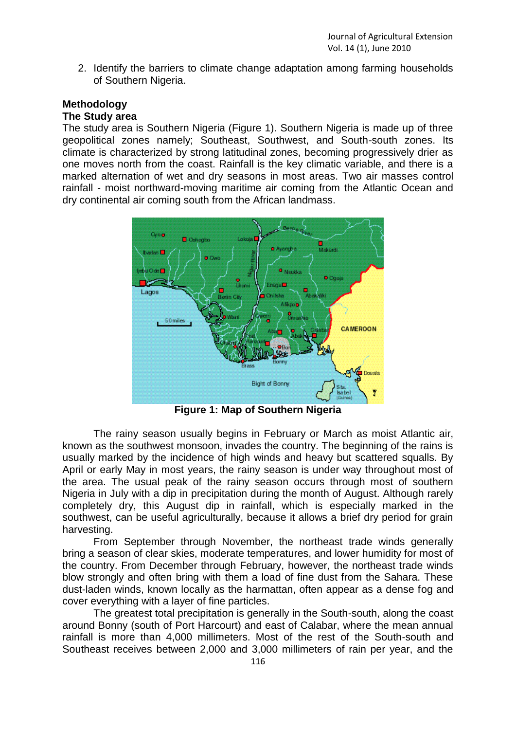2. Identify the barriers to climate change adaptation among farming households of Southern Nigeria.

## Methodology

### The Study area

The study area is Southern Nigeria (Figure 1). Southern Nigeria is made up of three geopolitical zones namely; Southeast, Southwest, and South-south zones. Its climate is characterized by strong latitudinal zones, becoming progressively drier as one moves north from the coast. Rainfall is the key climatic variable, and there is a marked alternation of wet and dry seasons in most areas. Two air masses control rainfall - moist northward-moving maritime air coming from the Atlantic Ocean and dry continental air coming south from the African landmass.

**Figure 1: Map of Southern Nigeria**

The rainy season usually begins in February or March as moist Atlantic air, known as the southwest monsoon, invades the country. The beginning of the rains is usually marked by the incidence of high winds and heavy but scattered squalls. By April or early May in most years, the rainy season is under way throughout most of the area. The usual peak of the rainy season occurs through most of southern Nigeria in July with a dip in precipitation during the month of August. Although rarely completely dry, this August dip in rainfall, which is especially marked in the southwest, can be useful agriculturally, because it allows a brief dry period for grain harvesting.

From September through November, the northeast trade winds generally bring a season of clear skies, moderate temperatures, and lower humidity for most of the country. From December through February, however, the northeast trade winds blow strongly and often bring with them a load of fine dust from the Sahara. These dust-laden winds, known locally as the harmattan, often appear as a dense fog and cover everything with a layer of fine particles.

The greatest total precipitation is generally in the South-south, along the coast around Bonny (south of Port Harcourt) and east of Calabar, where the mean annual rainfall is more than 4,000 millimeters. Most of the rest of the South-south and Southeast receives between 2,000 and 3,000 millimeters of rain per year, and the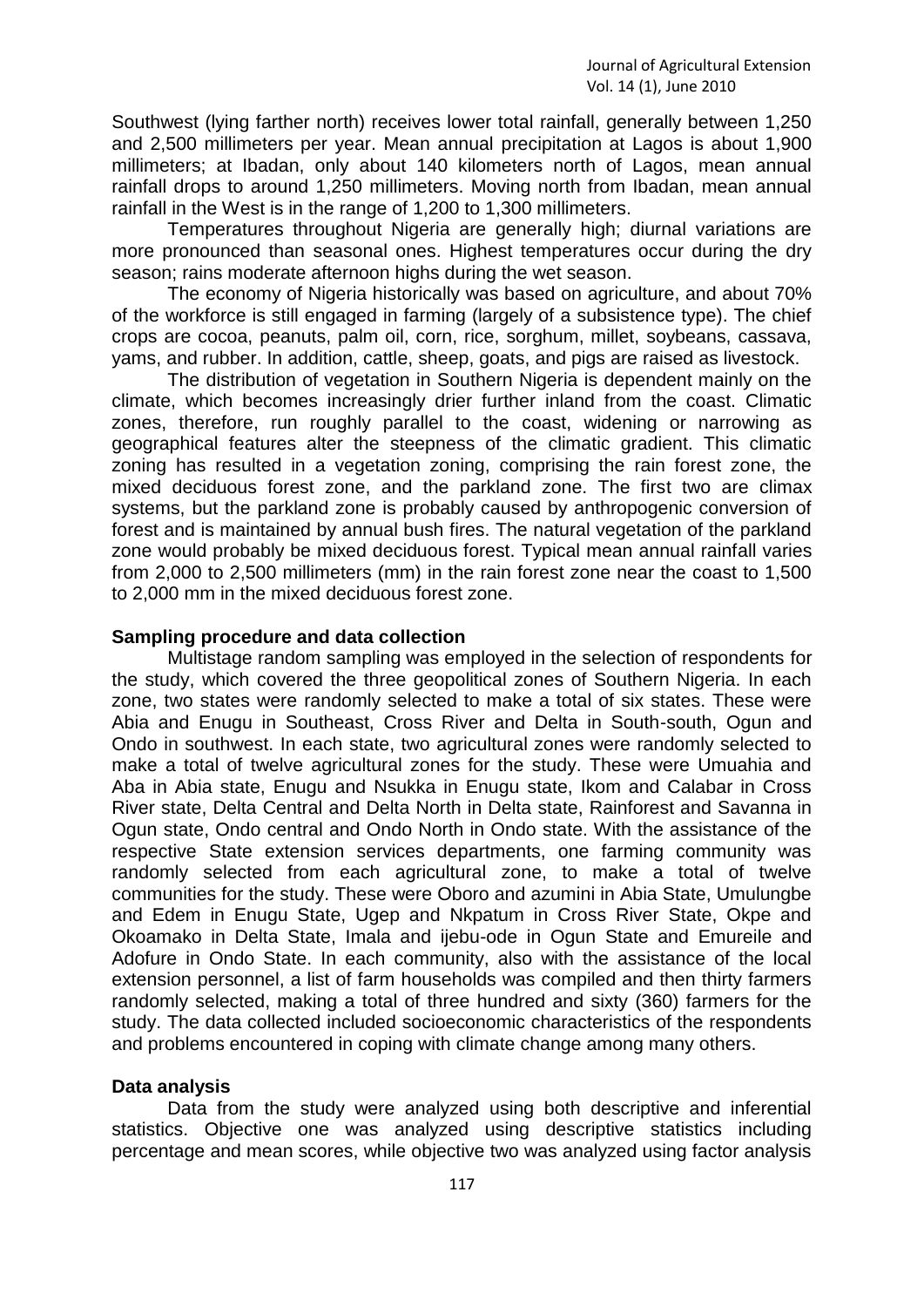Southwest (lying farther north) receives lower total rainfall, generally between 1,250 and 2,500 millimeters per year. Mean annual precipitation at Lagos is about 1,900 millimeters; at Ibadan, only about 140 kilometers north of Lagos, mean annual rainfall drops to around 1,250 millimeters. Moving north from Ibadan, mean annual rainfall in the West is in the range of 1,200 to 1,300 millimeters.

Temperatures throughout Nigeria are generally high; diurnal variations are more pronounced than seasonal ones. Highest temperatures occur during the dry season; rains moderate afternoon highs during the wet season.

The economy of Nigeria historically was based on agriculture, and about 70% of the workforce is still engaged in farming (largely of a subsistence type). The chief crops are cocoa, peanuts, palm oil, corn, rice, sorghum, millet, soybeans, cassava, yams, and rubber. In addition, cattle, sheep, goats, and pigs are raised as livestock.

The distribution of vegetation in Southern Nigeria is dependent mainly on the climate, which becomes increasingly drier further inland from the coast. Climatic zones, therefore, run roughly parallel to the coast, widening or narrowing as geographical features alter the steepness of the climatic gradient. This climatic zoning has resulted in a vegetation zoning, comprising the rain forest zone, the mixed deciduous forest zone, and the parkland zone. The first two are climax systems, but the parkland zone is probably caused by anthropogenic conversion of forest and is maintained by annual bush fires. The natural vegetation of the parkland zone would probably be mixed deciduous forest. Typical mean annual rainfall varies from 2,000 to 2,500 millimeters (mm) in the rain forest zone near the coast to 1,500 to 2,000 mm in the mixed deciduous forest zone.

**Sampling procedure and data collection**

Multistage random sampling was employed in the selection of respondents for the study, which covered the three geopolitical zones of Southern Nigeria. In each zone, two states were randomly selected to make a total of six states. These were Abia and Enugu in Southeast, Cross River and Delta in South-south, Ogun and Ondo in southwest. In each state, two agricultural zones were randomly selected to make a total of twelve agricultural zones for the study. These were Umuahia and Aba in Abia state, Enugu and Nsukka in Enugu state, Ikom and Calabar in Cross River state, Delta Central and Delta North in Delta state, Rainforest and Savanna in Ogun state, Ondo central and Ondo North in Ondo state. With the assistance of the respective State extension services departments, one farming community was randomly selected from each agricultural zone, to make a total of twelve communities for the study. These were Oboro and azumini in Abia State, Umulungbe and Edem in Enugu State, Ugep and Nkpatum in Cross River State, Okpe and Okoamako in Delta State, Imala and ijebu-ode in Ogun State and Emureile and Adofure in Ondo State. In each community, also with the assistance of the local extension personnel, a list of farm households was compiled and then thirty farmers randomly selected, making a total of three hundred and sixty (360) farmers for the study. The data collected included socioeconomic characteristics of the respondents and problems encountered in coping with climate change among many others.

**Data analysis**

Data from the study were analyzed using both descriptive and inferential statistics. Objective one was analyzed using descriptive statistics including percentage and mean scores, while objective two was analyzed using factor analysis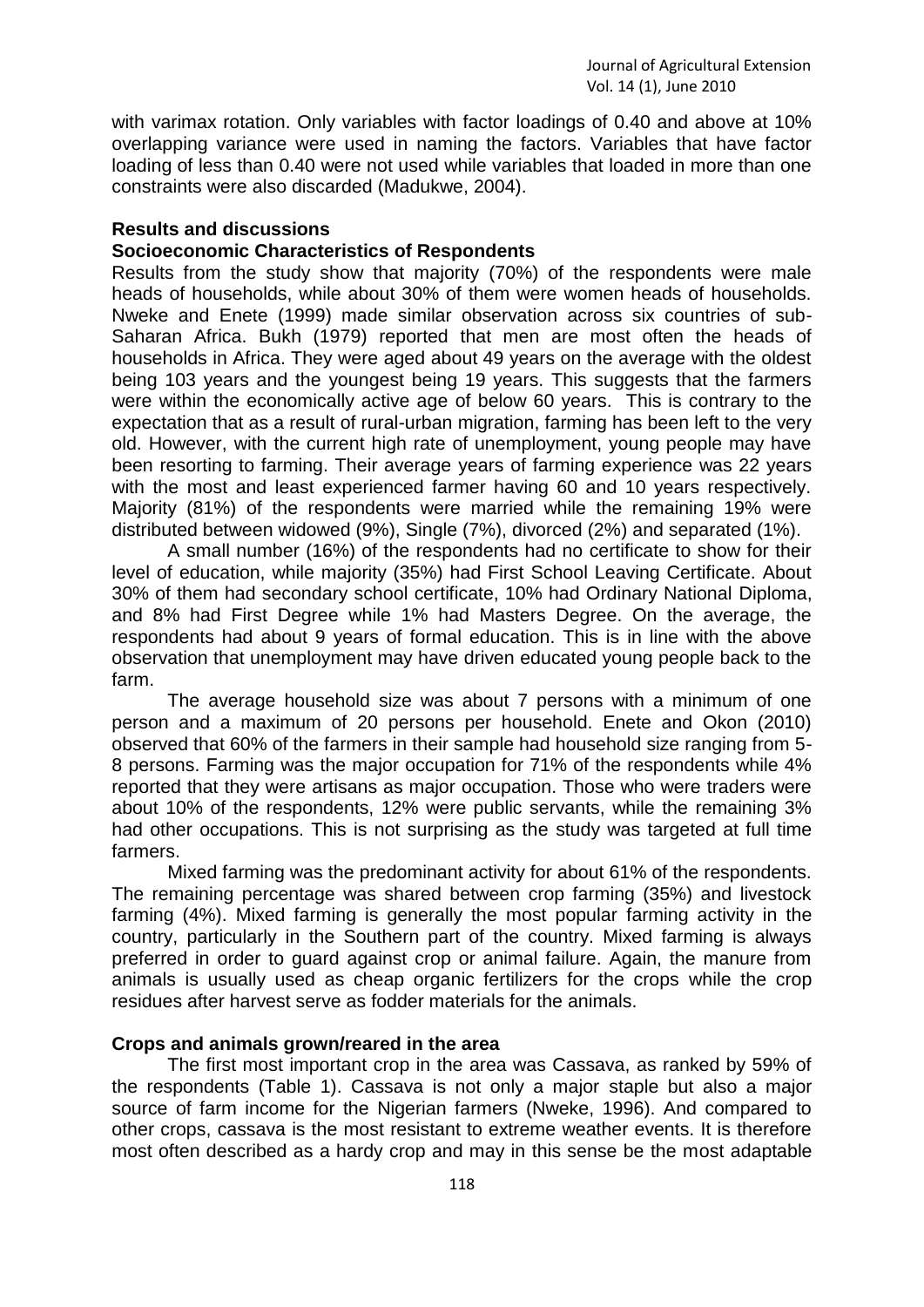with varimax rotation. Only variables with factor loadings of 0.40 and above at 10% overlapping variance were used in naming the factors. Variables that have factor loading of less than 0.40 were not used while variables that loaded in more than one constraints were also discarded (Madukwe, 2004).

## Results and discussions

### Socioeconomic Characteristics of Respondents

Results from the study show that majority (70%) of the respondents were male heads of households, while about 30% of them were women heads of households. Nweke and Enete (1999) made similar observation across six countries of sub-Saharan Africa. Bukh (1979) reported that men are most often the heads of households in Africa. They were aged about 49 years on the average with the oldest being 103 years and the youngest being 19 years. This suggests that the farmers were within the economically active age of below 60 years. This is contrary to the expectation that as a result of rural-urban migration, farming has been left to the very old. However, with the current high rate of unemployment, young people may have been resorting to farming. Their average years of farming experience was 22 years with the most and least experienced farmer having 60 and 10 years respectively. Majority (81%) of the respondents were married while the remaining 19% were distributed between widowed (9%), Single (7%), divorced (2%) and separated (1%).

A small number (16%) of the respondents had no certificate to show for their level of education, while majority (35%) had First School Leaving Certificate. About 30% of them had secondary school certificate, 10% had Ordinary National Diploma, and 8% had First Degree while 1% had Masters Degree. On the average, the respondents had about 9 years of formal education. This is in line with the above observation that unemployment may have driven educated young people back to the farm.

The average household size was about 7 persons with a minimum of one person and a maximum of 20 persons per household. Enete and Okon (2010) observed that 60% of the farmers in their sample had household size ranging from 5-8 persons. Farming was the major occupation for 71% of the respondents while 4% reported that they were artisans as major occupation. Those who were traders were about 10% of the respondents, 12% were public servants, while the remaining 3% had other occupations. This is not surprising as the study was targeted at full time farmers.

Mixed farming was the predominant activity for about 61% of the respondents. The remaining percentage was shared between crop farming (35%) and livestock farming (4%). Mixed farming is generally the most popular farming activity in the country, particularly in the Southern part of the country. Mixed farming is always preferred in order to guard against crop or animal failure. Again, the manure from animals is usually used as cheap organic fertilizers for the crops while the crop residues after harvest serve as fodder materials for the animals.

### Crops and animals grown/reared in the area

The first most important crop in the area was Cassava, as ranked by 59% of the respondents (Table 1). Cassava is not only a major staple but also a major source of farm income for the Nigerian farmers (Nweke, 1996). And compared to other crops, cassava is the most resistant to extreme weather events. It is therefore most often described as a hardy crop and may in this sense be the most adaptable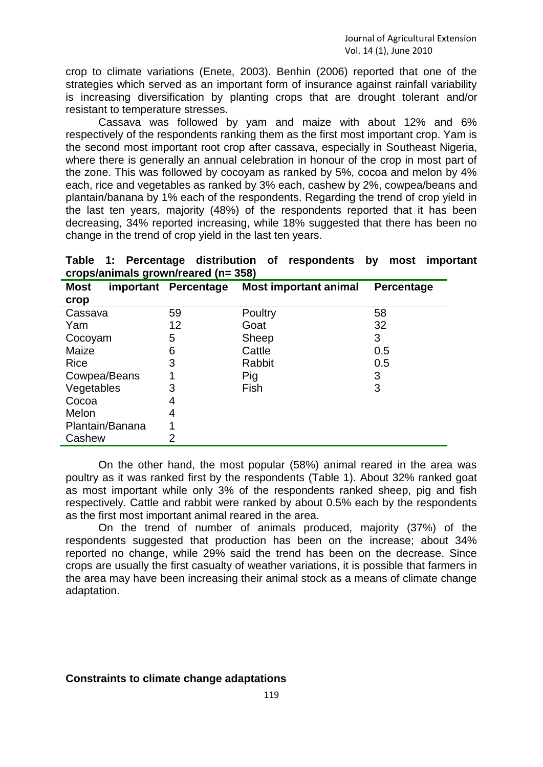crop to climate variations (Enete, 2003). Benhin (2006) reported that one of the strategies which served as an important form of insurance against rainfall variability is increasing diversification by planting crops that are drought tolerant and/or resistant to temperature stresses.

Cassava was followed by yam and maize with about 12% and 6% respectively of the respondents ranking them as the first most important crop. Yam is the second most important root crop after cassava, especially in Southeast Nigeria, where there is generally an annual celebration in honour of the crop in most part of the zone. This was followed by cocoyam as ranked by 5%, cocoa and melon by 4% each, rice and vegetables as ranked by 3% each, cashew by 2%, cowpea/beans and plantain/banana by 1% each of the respondents. Regarding the trend of crop yield in the last ten years, majority (48%) of the respondents reported that it has been decreasing, 34% reported increasing, while 18% suggested that there has been no change in the trend of crop yield in the last ten years.

**Table 1: Percentage distribution of respondents by most important crops/animals grown/reared (n= 358)**

| Most important crop | Percentage | Most important animal | Percentage |
|---|---|---|---|
| Cassava | 59 | Poultry | 58 |
| Yam | 12 | Goat | 32 |
| Cocoyam | 5 | Sheep | 3 |
| Maize | 6 | Cattle | 0.5 |
| Rice | 3 | Rabbit | 0.5 |
| Cowpea/Beans | 1 | Pig | 3 |
| Vegetables | 3 | Fish | 3 |
| Cocoa | 4 | | |
| Melon | 4 | | |
| Plantain/Banana | 1 | | |
| Cashew | 2 | | |

On the other hand, the most popular (58%) animal reared in the area was poultry as it was ranked first by the respondents (Table 1). About 32% ranked goat as most important while only 3% of the respondents ranked sheep, pig and fish respectively. Cattle and rabbit were ranked by about 0.5% each by the respondents as the first most important animal reared in the area.

On the trend of number of animals produced, majority (37%) of the respondents suggested that production has been on the increase; about 34% reported no change, while 29% said the trend has been on the decrease. Since crops are usually the first casualty of weather variations, it is possible that farmers in the area may have been increasing their animal stock as a means of climate change adaptation.

**Constraints to climate change adaptations**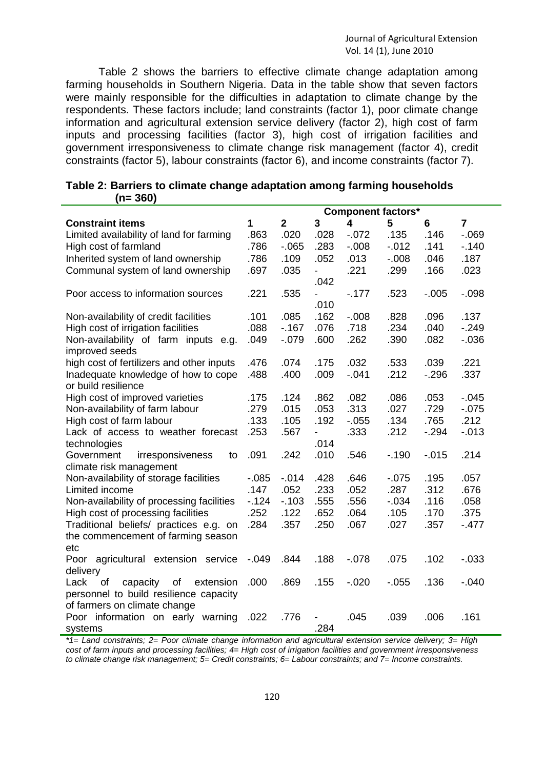Table 2 shows the barriers to effective climate change adaptation among farming households in Southern Nigeria. Data in the table show that seven factors were mainly responsible for the difficulties in adaptation to climate change by the respondents. These factors include; land constraints (factor 1), poor climate change information and agricultural extension service delivery (factor 2), high cost of farm inputs and processing facilities (factor 3), high cost of irrigation facilities and government irresponsiveness to climate change risk management (factor 4), credit constraints (factor 5), labour constraints (factor 6), and income constraints (factor 7).

**Table 2: Barriers to climate change adaptation among farming households (n= 360)**

| | Component factors* | | | | | | |
|---|---|---|---|---|---|---|---|
| **Constraint items** | **1** | **2** | **3** | **4** | **5** | **6** | **7** |
| Limited availability of land for farming | .863 | .020 | .028 | -.072 | .135 | .146 | -.069 |
| High cost of farmland | .786 | -.065 | .283 | -.008 | -.012 | .141 | -.140 |
| Inherited system of land ownership | .786 | .109 | .052 | .013 | -.008 | .046 | .187 |
| Communal system of land ownership | .697 | .035 | -.042 | .221 | .299 | .166 | .023 |
| Poor access to information sources | .221 | .535 | -.010 | -.177 | .523 | -.005 | -.098 |
| Non-availability of credit facilities | .101 | .085 | .162 | -.008 | .828 | .096 | .137 |
| High cost of irrigation facilities | .088 | -.167 | .076 | .718 | .234 | .040 | -.249 |
| Non-availability of farm inputs e.g. improved seeds | .049 | -.079 | .600 | .262 | .390 | .082 | -.036 |
| high cost of fertilizers and other inputs | .476 | .074 | .175 | .032 | .533 | .039 | .221 |
| Inadequate knowledge of how to cope or build resilience | .488 | .400 | .009 | -.041 | .212 | -.296 | .337 |
| High cost of improved varieties | .175 | .124 | .862 | .082 | .086 | .053 | -.045 |
| Non-availability of farm labour | .279 | .015 | .053 | .313 | .027 | .729 | -.075 |
| High cost of farm labour | .133 | .105 | .192 | -.055 | .134 | .765 | .212 |
| Lack of access to weather forecast technologies | .253 | .567 | -.014 | .333 | .212 | -.294 | -.013 |
| Government irresponsiveness to climate risk management | .091 | .242 | .010 | .546 | -.190 | -.015 | .214 |
| Non-availability of storage facilities | -.085 | -.014 | .428 | .646 | -.075 | .195 | .057 |
| Limited income | .147 | .052 | .233 | .052 | .287 | .312 | .676 |
| Non-availability of processing facilities | -.124 | -.103 | .555 | .556 | -.034 | .116 | .058 |
| High cost of processing facilities | .252 | .122 | .652 | .064 | .105 | .170 | .375 |
| Traditional beliefs/ practices e.g. on the commencement of farming season etc | .284 | .357 | .250 | .067 | .027 | .357 | -.477 |
| Poor agricultural extension service delivery | -.049 | .844 | .188 | -.078 | .075 | .102 | -.033 |
| Lack of capacity of extension personnel to build resilience capacity of farmers on climate change | .000 | .869 | .155 | -.020 | -.055 | .136 | -.040 |
| Poor information on early warning systems | .022 | .776 | -.284 | .045 | .039 | .006 | .161 |

*\*1= Land constraints; 2= Poor climate change information and agricultural extension service delivery; 3= High cost of farm inputs and processing facilities; 4= High cost of irrigation facilities and government irresponsiveness to climate change risk management; 5= Credit constraints; 6= Labour constraints; and 7= Income constraints.*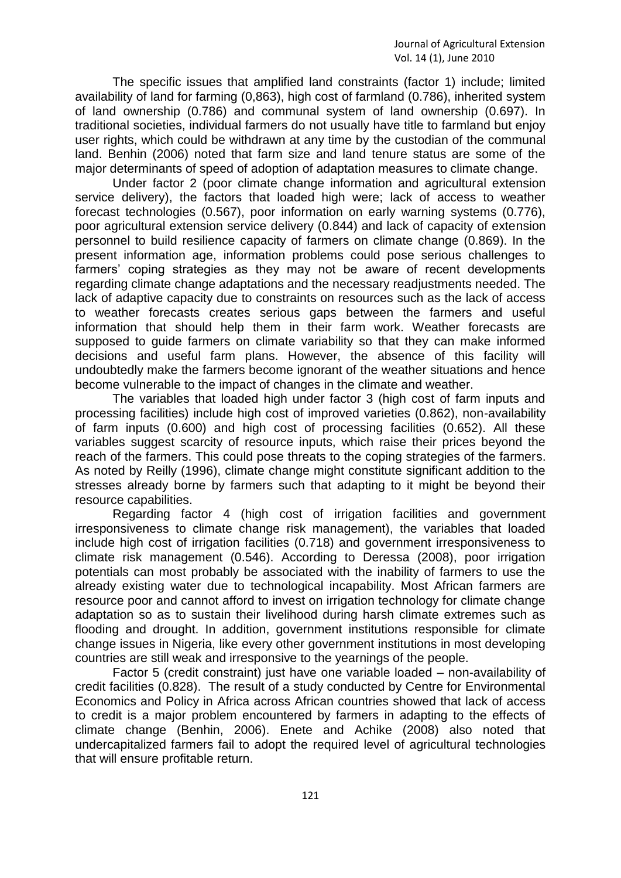The specific issues that amplified land constraints (factor 1) include; limited availability of land for farming (0,863), high cost of farmland (0.786), inherited system of land ownership (0.786) and communal system of land ownership (0.697). In traditional societies, individual farmers do not usually have title to farmland but enjoy user rights, which could be withdrawn at any time by the custodian of the communal land. Benhin (2006) noted that farm size and land tenure status are some of the major determinants of speed of adoption of adaptation measures to climate change.

Under factor 2 (poor climate change information and agricultural extension service delivery), the factors that loaded high were; lack of access to weather forecast technologies (0.567), poor information on early warning systems (0.776), poor agricultural extension service delivery (0.844) and lack of capacity of extension personnel to build resilience capacity of farmers on climate change (0.869). In the present information age, information problems could pose serious challenges to farmers' coping strategies as they may not be aware of recent developments regarding climate change adaptations and the necessary readjustments needed. The lack of adaptive capacity due to constraints on resources such as the lack of access to weather forecasts creates serious gaps between the farmers and useful information that should help them in their farm work. Weather forecasts are supposed to guide farmers on climate variability so that they can make informed decisions and useful farm plans. However, the absence of this facility will undoubtedly make the farmers become ignorant of the weather situations and hence become vulnerable to the impact of changes in the climate and weather.

The variables that loaded high under factor 3 (high cost of farm inputs and processing facilities) include high cost of improved varieties (0.862), non-availability of farm inputs (0.600) and high cost of processing facilities (0.652). All these variables suggest scarcity of resource inputs, which raise their prices beyond the reach of the farmers. This could pose threats to the coping strategies of the farmers. As noted by Reilly (1996), climate change might constitute significant addition to the stresses already borne by farmers such that adapting to it might be beyond their resource capabilities.

Regarding factor 4 (high cost of irrigation facilities and government irresponsiveness to climate change risk management), the variables that loaded include high cost of irrigation facilities (0.718) and government irresponsiveness to climate risk management (0.546). According to Deressa (2008), poor irrigation potentials can most probably be associated with the inability of farmers to use the already existing water due to technological incapability. Most African farmers are resource poor and cannot afford to invest on irrigation technology for climate change adaptation so as to sustain their livelihood during harsh climate extremes such as flooding and drought. In addition, government institutions responsible for climate change issues in Nigeria, like every other government institutions in most developing countries are still weak and irresponsive to the yearnings of the people.

Factor 5 (credit constraint) just have one variable loaded – non-availability of credit facilities (0.828). The result of a study conducted by Centre for Environmental Economics and Policy in Africa across African countries showed that lack of access to credit is a major problem encountered by farmers in adapting to the effects of climate change (Benhin, 2006). Enete and Achike (2008) also noted that undercapitalized farmers fail to adopt the required level of agricultural technologies that will ensure profitable return.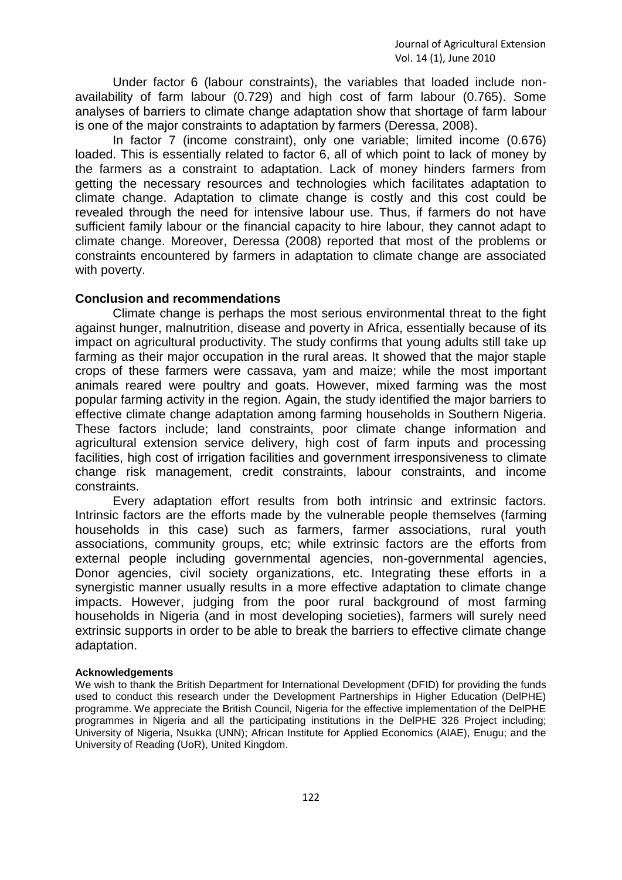Under factor 6 (labour constraints), the variables that loaded include non-availability of farm labour (0.729) and high cost of farm labour (0.765). Some analyses of barriers to climate change adaptation show that shortage of farm labour is one of the major constraints to adaptation by farmers (Deressa, 2008).

In factor 7 (income constraint), only one variable; limited income (0.676) loaded. This is essentially related to factor 6, all of which point to lack of money by the farmers as a constraint to adaptation. Lack of money hinders farmers from getting the necessary resources and technologies which facilitates adaptation to climate change. Adaptation to climate change is costly and this cost could be revealed through the need for intensive labour use. Thus, if farmers do not have sufficient family labour or the financial capacity to hire labour, they cannot adapt to climate change. Moreover, Deressa (2008) reported that most of the problems or constraints encountered by farmers in adaptation to climate change are associated with poverty.

## Conclusion and recommendations

Climate change is perhaps the most serious environmental threat to the fight against hunger, malnutrition, disease and poverty in Africa, essentially because of its impact on agricultural productivity. The study confirms that young adults still take up farming as their major occupation in the rural areas. It showed that the major staple crops of these farmers were cassava, yam and maize; while the most important animals reared were poultry and goats. However, mixed farming was the most popular farming activity in the region. Again, the study identified the major barriers to effective climate change adaptation among farming households in Southern Nigeria. These factors include; land constraints, poor climate change information and agricultural extension service delivery, high cost of farm inputs and processing facilities, high cost of irrigation facilities and government irresponsiveness to climate change risk management, credit constraints, labour constraints, and income constraints.

Every adaptation effort results from both intrinsic and extrinsic factors. Intrinsic factors are the efforts made by the vulnerable people themselves (farming households in this case) such as farmers, farmer associations, rural youth associations, community groups, etc; while extrinsic factors are the efforts from external people including governmental agencies, non-governmental agencies, Donor agencies, civil society organizations, etc. Integrating these efforts in a synergistic manner usually results in a more effective adaptation to climate change impacts. However, judging from the poor rural background of most farming households in Nigeria (and in most developing societies), farmers will surely need extrinsic supports in order to be able to break the barriers to effective climate change adaptation.

#### Acknowledgements

We wish to thank the British Department for International Development (DFID) for providing the funds used to conduct this research under the Development Partnerships in Higher Education (DelPHE) programme. We appreciate the British Council, Nigeria for the effective implementation of the DelPHE programmes in Nigeria and all the participating institutions in the DelPHE 326 Project including; University of Nigeria, Nsukka (UNN); African Institute for Applied Economics (AIAE), Enugu; and the University of Reading (UoR), United Kingdom.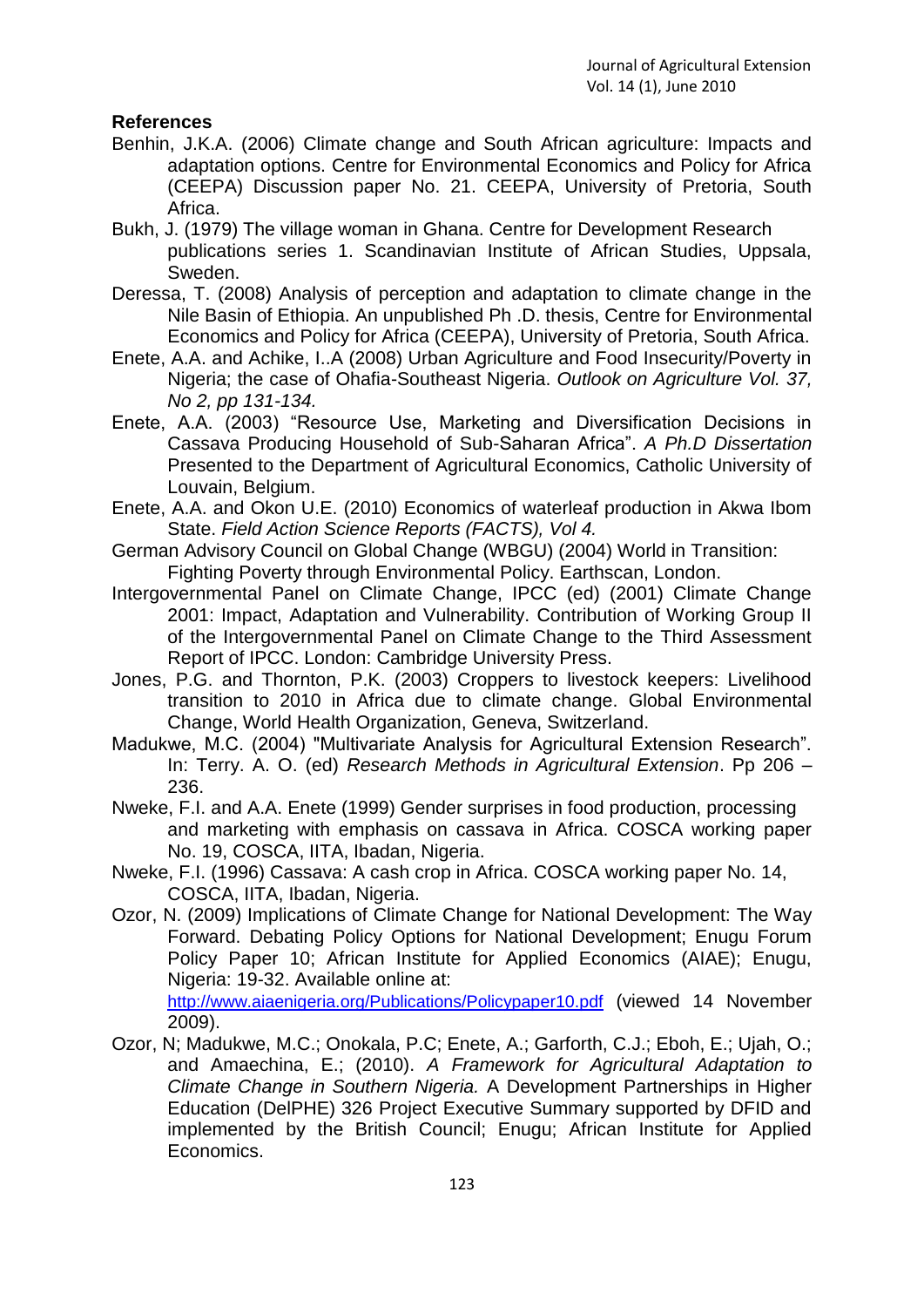## References

Benhin, J.K.A. (2006) Climate change and South African agriculture: Impacts and adaptation options. Centre for Environmental Economics and Policy for Africa (CEEPA) Discussion paper No. 21. CEEPA, University of Pretoria, South Africa.

Bukh, J. (1979) The village woman in Ghana. Centre for Development Research publications series 1. Scandinavian Institute of African Studies, Uppsala, Sweden.

Deressa, T. (2008) Analysis of perception and adaptation to climate change in the Nile Basin of Ethiopia. An unpublished Ph .D. thesis, Centre for Environmental Economics and Policy for Africa (CEEPA), University of Pretoria, South Africa.

Enete, A.A. and Achike, I..A (2008) Urban Agriculture and Food Insecurity/Poverty in Nigeria; the case of Ohafia-Southeast Nigeria. *Outlook on Agriculture Vol. 37, No 2, pp 131-134.*

Enete, A.A. (2003) "Resource Use, Marketing and Diversification Decisions in Cassava Producing Household of Sub-Saharan Africa". *A Ph.D Dissertation* Presented to the Department of Agricultural Economics, Catholic University of Louvain, Belgium.

Enete, A.A. and Okon U.E. (2010) Economics of waterleaf production in Akwa Ibom State. *Field Action Science Reports (FACTS), Vol 4.*

German Advisory Council on Global Change (WBGU) (2004) World in Transition: Fighting Poverty through Environmental Policy. Earthscan, London.

Intergovernmental Panel on Climate Change, IPCC (ed) (2001) Climate Change 2001: Impact, Adaptation and Vulnerability. Contribution of Working Group II of the Intergovernmental Panel on Climate Change to the Third Assessment Report of IPCC. London: Cambridge University Press.

Jones, P.G. and Thornton, P.K. (2003) Croppers to livestock keepers: Livelihood transition to 2010 in Africa due to climate change. Global Environmental Change, World Health Organization, Geneva, Switzerland.

Madukwe, M.C. (2004) "Multivariate Analysis for Agricultural Extension Research". In: Terry. A. O. (ed) *Research Methods in Agricultural Extension*. Pp 206 – 236.

Nweke, F.I. and A.A. Enete (1999) Gender surprises in food production, processing and marketing with emphasis on cassava in Africa. COSCA working paper No. 19, COSCA, IITA, Ibadan, Nigeria.

Nweke, F.I. (1996) Cassava: A cash crop in Africa. COSCA working paper No. 14, COSCA, IITA, Ibadan, Nigeria.

Ozor, N. (2009) Implications of Climate Change for National Development: The Way Forward. Debating Policy Options for National Development; Enugu Forum Policy Paper 10; African Institute for Applied Economics (AIAE); Enugu, Nigeria: 19-32. Available online at: http://www.aiaenigeria.org/Publications/Policypaper10.pdf (viewed 14 November 2009).

Ozor, N; Madukwe, M.C.; Onokala, P.C; Enete, A.; Garforth, C.J.; Eboh, E.; Ujah, O.; and Amaechina, E.; (2010). *A Framework for Agricultural Adaptation to Climate Change in Southern Nigeria.* A Development Partnerships in Higher Education (DelPHE) 326 Project Executive Summary supported by DFID and implemented by the British Council; Enugu; African Institute for Applied Economics.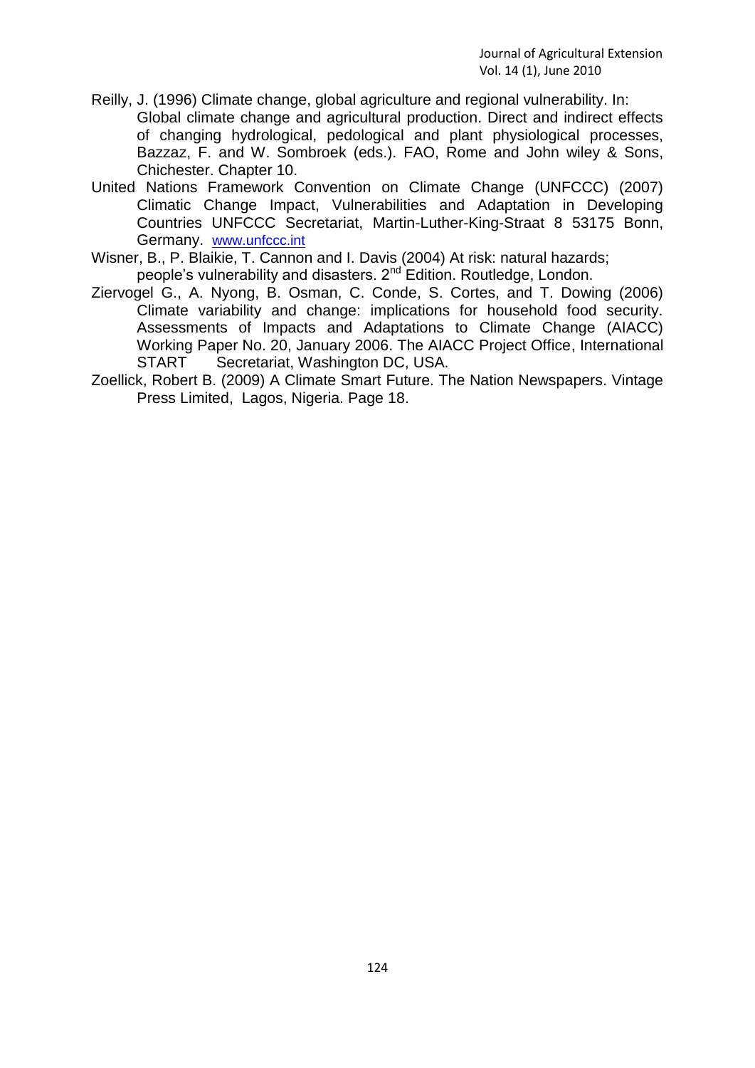Reilly, J. (1996) Climate change, global agriculture and regional vulnerability. In: Global climate change and agricultural production. Direct and indirect effects of changing hydrological, pedological and plant physiological processes, Bazzaz, F. and W. Sombroek (eds.). FAO, Rome and John wiley & Sons, Chichester. Chapter 10.

United Nations Framework Convention on Climate Change (UNFCCC) (2007) Climatic Change Impact, Vulnerabilities and Adaptation in Developing Countries UNFCCC Secretariat, Martin-Luther-King-Straat 8 53175 Bonn, Germany. www.unfccc.int

Wisner, B., P. Blaikie, T. Cannon and I. Davis (2004) At risk: natural hazards; people's vulnerability and disasters. 2nd Edition. Routledge, London.

Ziervogel G., A. Nyong, B. Osman, C. Conde, S. Cortes, and T. Dowing (2006) Climate variability and change: implications for household food security. Assessments of Impacts and Adaptations to Climate Change (AIACC) Working Paper No. 20, January 2006. The AIACC Project Office, International START Secretariat, Washington DC, USA.

Zoellick, Robert B. (2009) A Climate Smart Future. The Nation Newspapers. Vintage Press Limited, Lagos, Nigeria. Page 18.